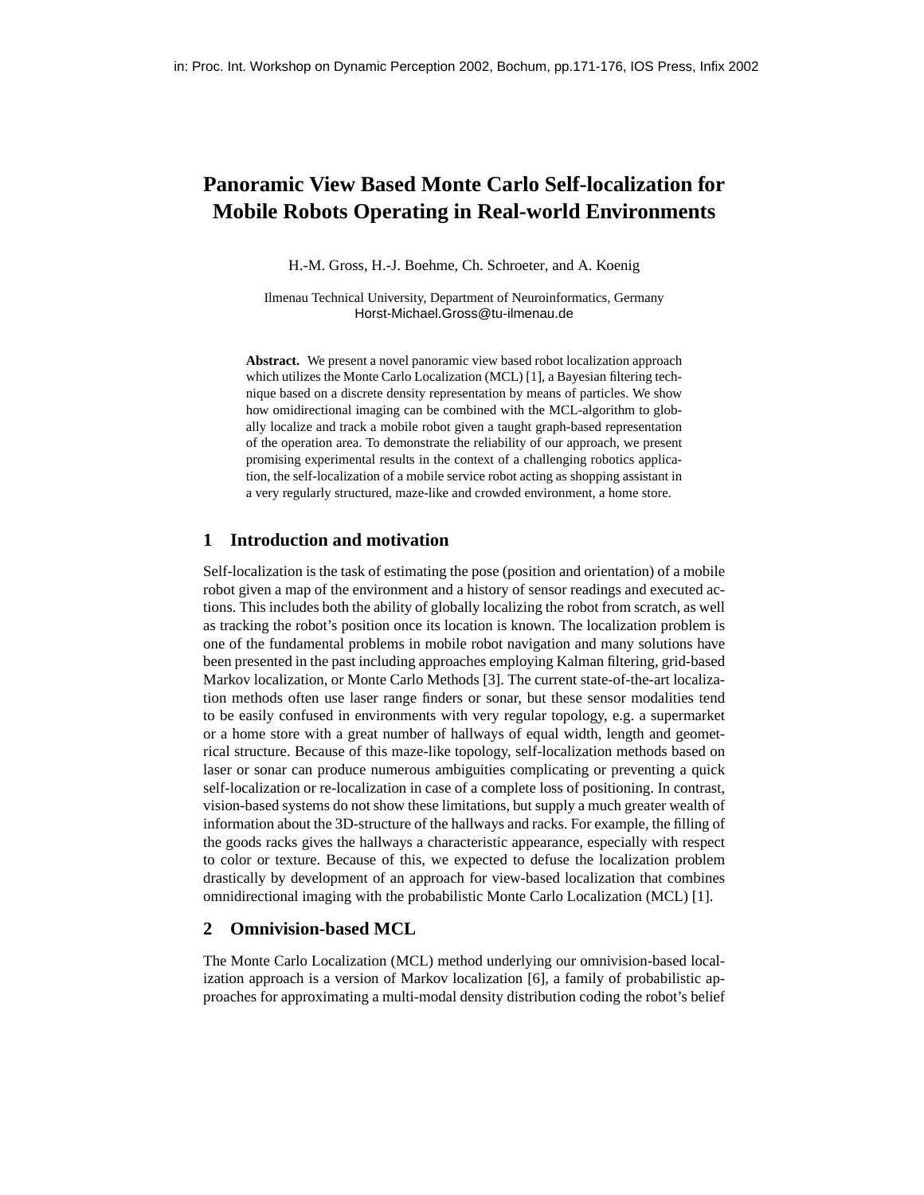in: Proc. Int. Workshop on Dynamic Perception 2002, Bochum, pp.171-176, IOS Press, Infix 2002

# Panoramic View Based Monte Carlo Self-localization for Mobile Robots Operating in Real-world Environments

H.-M. Gross, H.-J. Boehme, Ch. Schroeter, and A. Koenig

Ilmenau Technical University, Department of Neuroinformatics, Germany
Horst-Michael.Gross@tu-ilmenau.de

**Abstract.** We present a novel panoramic view based robot localization approach which utilizes the Monte Carlo Localization (MCL) [1], a Bayesian filtering technique based on a discrete density representation by means of particles. We show how omidirectional imaging can be combined with the MCL-algorithm to globally localize and track a mobile robot given a taught graph-based representation of the operation area. To demonstrate the reliability of our approach, we present promising experimental results in the context of a challenging robotics application, the self-localization of a mobile service robot acting as shopping assistant in a very regularly structured, maze-like and crowded environment, a home store.

## 1 Introduction and motivation

Self-localization is the task of estimating the pose (position and orientation) of a mobile robot given a map of the environment and a history of sensor readings and executed actions. This includes both the ability of globally localizing the robot from scratch, as well as tracking the robot's position once its location is known. The localization problem is one of the fundamental problems in mobile robot navigation and many solutions have been presented in the past including approaches employing Kalman filtering, grid-based Markov localization, or Monte Carlo Methods [3]. The current state-of-the-art localization methods often use laser range finders or sonar, but these sensor modalities tend to be easily confused in environments with very regular topology, e.g. a supermarket or a home store with a great number of hallways of equal width, length and geometrical structure. Because of this maze-like topology, self-localization methods based on laser or sonar can produce numerous ambiguities complicating or preventing a quick self-localization or re-localization in case of a complete loss of positioning. In contrast, vision-based systems do not show these limitations, but supply a much greater wealth of information about the 3D-structure of the hallways and racks. For example, the filling of the goods racks gives the hallways a characteristic appearance, especially with respect to color or texture. Because of this, we expected to defuse the localization problem drastically by development of an approach for view-based localization that combines omnidirectional imaging with the probabilistic Monte Carlo Localization (MCL) [1].

## 2 Omnivision-based MCL

The Monte Carlo Localization (MCL) method underlying our omnivision-based localization approach is a version of Markov localization [6], a family of probabilistic approaches for approximating a multi-modal density distribution coding the robot's belief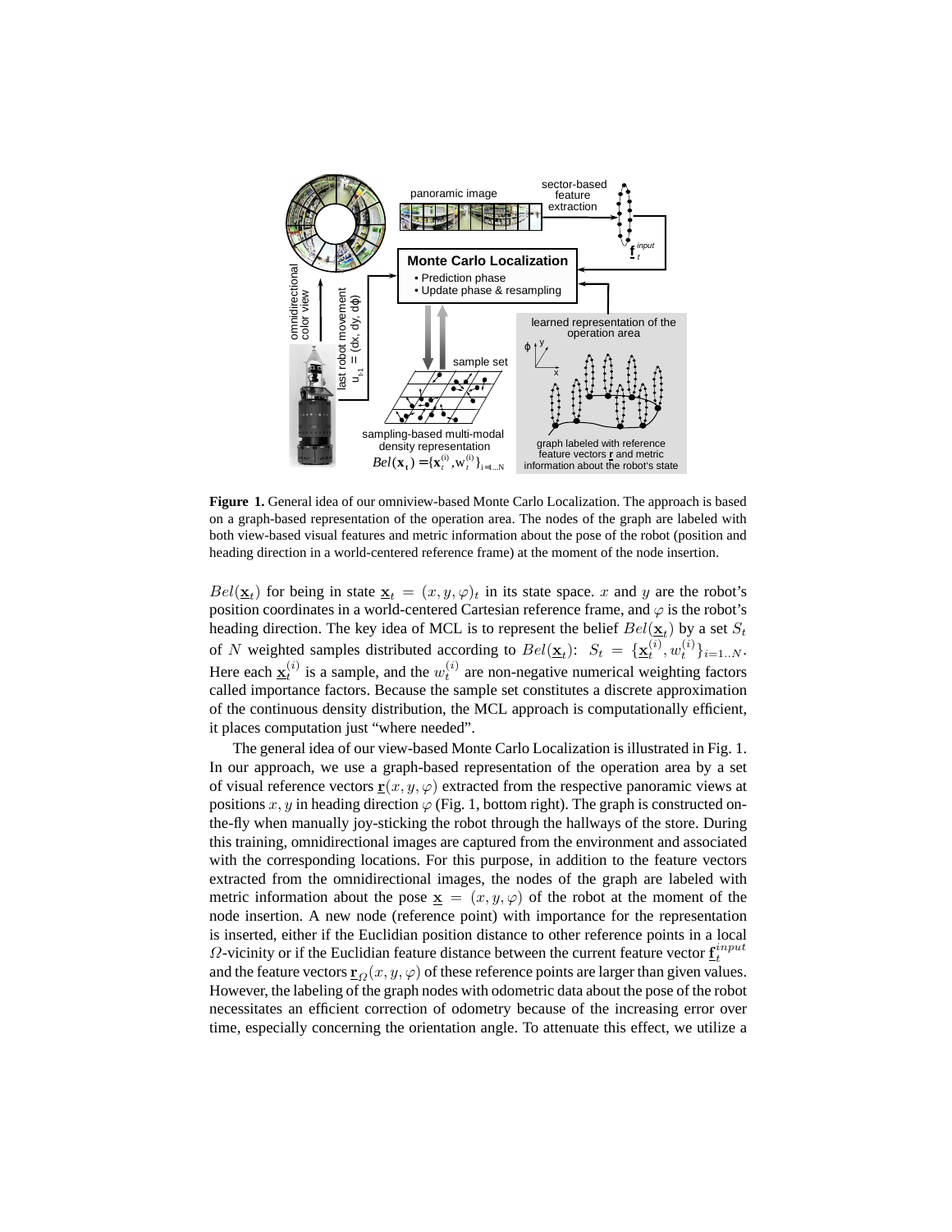**Figure 1.** General idea of our omniview-based Monte Carlo Localization. The approach is based on a graph-based representation of the operation area. The nodes of the graph are labeled with both view-based visual features and metric information about the pose of the robot (position and heading direction in a world-centered reference frame) at the moment of the node insertion.

$Bel(\underline{\mathbf{x}}_t)$ for being in state $\underline{\mathbf{x}}_t = (x, y, \varphi)_t$ in its state space. $x$ and $y$ are the robot's position coordinates in a world-centered Cartesian reference frame, and $\varphi$ is the robot's heading direction. The key idea of MCL is to represent the belief $Bel(\underline{\mathbf{x}}_t)$ by a set $S_t$ of $N$ weighted samples distributed according to $Bel(\underline{\mathbf{x}}_t)$: $S_t = \{\underline{\mathbf{x}}_t^{(i)}, w_t^{(i)}\}_{i=1..N}$. Here each $\underline{\mathbf{x}}_t^{(i)}$ is a sample, and the $w_t^{(i)}$ are non-negative numerical weighting factors called importance factors. Because the sample set constitutes a discrete approximation of the continuous density distribution, the MCL approach is computationally efficient, it places computation just "where needed".

The general idea of our view-based Monte Carlo Localization is illustrated in Fig. 1. In our approach, we use a graph-based representation of the operation area by a set of visual reference vectors $\underline{\mathbf{r}}(x, y, \varphi)$ extracted from the respective panoramic views at positions $x, y$ in heading direction $\varphi$ (Fig. 1, bottom right). The graph is constructed on-the-fly when manually joy-sticking the robot through the hallways of the store. During this training, omnidirectional images are captured from the environment and associated with the corresponding locations. For this purpose, in addition to the feature vectors extracted from the omnidirectional images, the nodes of the graph are labeled with metric information about the pose $\underline{\mathbf{x}} = (x, y, \varphi)$ of the robot at the moment of the node insertion. A new node (reference point) with importance for the representation is inserted, either if the Euclidian position distance to other reference points in a local $\Omega$-vicinity or if the Euclidian feature distance between the current feature vector $\underline{\mathbf{f}}_t^{input}$ and the feature vectors $\underline{\mathbf{r}}_{\Omega}(x, y, \varphi)$ of these reference points are larger than given values. However, the labeling of the graph nodes with odometric data about the pose of the robot necessitates an efficient correction of odometry because of the increasing error over time, especially concerning the orientation angle. To attenuate this effect, we utilize a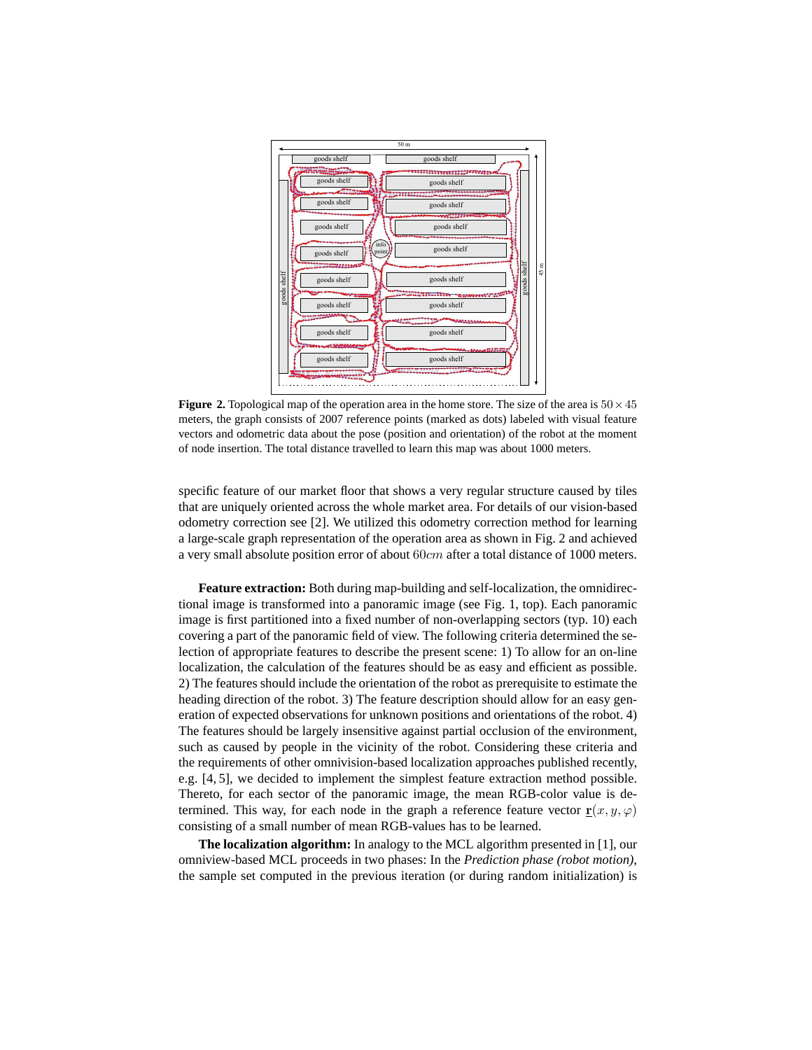**Figure 2.** Topological map of the operation area in the home store. The size of the area is $50 \times 45$ meters, the graph consists of 2007 reference points (marked as dots) labeled with visual feature vectors and odometric data about the pose (position and orientation) of the robot at the moment of node insertion. The total distance travelled to learn this map was about 1000 meters.

specific feature of our market floor that shows a very regular structure caused by tiles that are uniquely oriented across the whole market area. For details of our vision-based odometry correction see [2]. We utilized this odometry correction method for learning a large-scale graph representation of the operation area as shown in Fig. 2 and achieved a very small absolute position error of about $60cm$ after a total distance of 1000 meters.

**Feature extraction:** Both during map-building and self-localization, the omnidirectional image is transformed into a panoramic image (see Fig. 1, top). Each panoramic image is first partitioned into a fixed number of non-overlapping sectors (typ. 10) each covering a part of the panoramic field of view. The following criteria determined the selection of appropriate features to describe the present scene: 1) To allow for an on-line localization, the calculation of the features should be as easy and efficient as possible. 2) The features should include the orientation of the robot as prerequisite to estimate the heading direction of the robot. 3) The feature description should allow for an easy generation of expected observations for unknown positions and orientations of the robot. 4) The features should be largely insensitive against partial occlusion of the environment, such as caused by people in the vicinity of the robot. Considering these criteria and the requirements of other omnivision-based localization approaches published recently, e.g. [4, 5], we decided to implement the simplest feature extraction method possible. Thereto, for each sector of the panoramic image, the mean RGB-color value is determined. This way, for each node in the graph a reference feature vector $\underline{\mathbf{r}}(x, y, \varphi)$ consisting of a small number of mean RGB-values has to be learned.

**The localization algorithm:** In analogy to the MCL algorithm presented in [1], our omniview-based MCL proceeds in two phases: In the *Prediction phase (robot motion)*, the sample set computed in the previous iteration (or during random initialization) is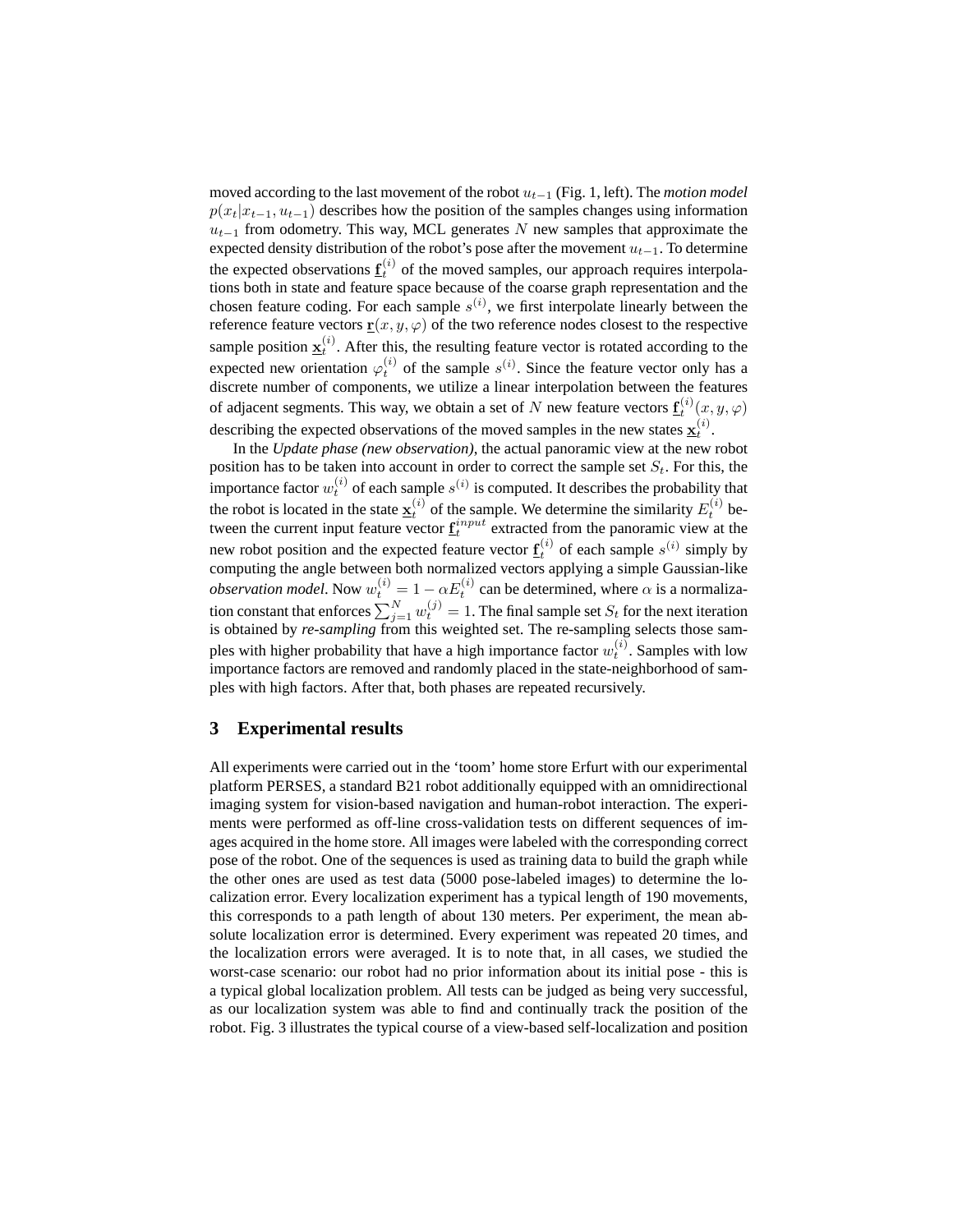moved according to the last movement of the robot $u_{t-1}$ (Fig. 1, left). The *motion model* $p(x_t|x_{t-1}, u_{t-1})$ describes how the position of the samples changes using information $u_{t-1}$ from odometry. This way, MCL generates $N$ new samples that approximate the expected density distribution of the robot's pose after the movement $u_{t-1}$. To determine the expected observations $\underline{\mathbf{f}}_t^{(i)}$ of the moved samples, our approach requires interpolations both in state and feature space because of the coarse graph representation and the chosen feature coding. For each sample $s^{(i)}$, we first interpolate linearly between the reference feature vectors $\underline{\mathbf{r}}(x, y, \varphi)$ of the two reference nodes closest to the respective sample position $\underline{\mathbf{x}}_t^{(i)}$. After this, the resulting feature vector is rotated according to the expected new orientation $\varphi_t^{(i)}$ of the sample $s^{(i)}$. Since the feature vector only has a discrete number of components, we utilize a linear interpolation between the features of adjacent segments. This way, we obtain a set of $N$ new feature vectors $\underline{\mathbf{f}}_t^{(i)}(x, y, \varphi)$ describing the expected observations of the moved samples in the new states $\underline{\mathbf{x}}_t^{(i)}$.

In the *Update phase (new observation)*, the actual panoramic view at the new robot position has to be taken into account in order to correct the sample set $S_t$. For this, the importance factor $w_t^{(i)}$ of each sample $s^{(i)}$ is computed. It describes the probability that the robot is located in the state $\underline{\mathbf{x}}_t^{(i)}$ of the sample. We determine the similarity $E_t^{(i)}$ between the current input feature vector $\underline{\mathbf{f}}_t^{input}$ extracted from the panoramic view at the new robot position and the expected feature vector $\underline{\mathbf{f}}_t^{(i)}$ of each sample $s^{(i)}$ simply by computing the angle between both normalized vectors applying a simple Gaussian-like *observation model*. Now $w_t^{(i)} = 1 - \alpha E_t^{(i)}$ can be determined, where $\alpha$ is a normalization constant that enforces $\sum_{j=1}^{N} w_t^{(j)} = 1$. The final sample set $S_t$ for the next iteration is obtained by *re-sampling* from this weighted set. The re-sampling selects those samples with higher probability that have a high importance factor $w_t^{(i)}$. Samples with low importance factors are removed and randomly placed in the state-neighborhood of samples with high factors. After that, both phases are repeated recursively.

## 3 Experimental results

All experiments were carried out in the 'toom' home store Erfurt with our experimental platform PERSES, a standard B21 robot additionally equipped with an omnidirectional imaging system for vision-based navigation and human-robot interaction. The experiments were performed as off-line cross-validation tests on different sequences of images acquired in the home store. All images were labeled with the corresponding correct pose of the robot. One of the sequences is used as training data to build the graph while the other ones are used as test data (5000 pose-labeled images) to determine the localization error. Every localization experiment has a typical length of 190 movements, this corresponds to a path length of about 130 meters. Per experiment, the mean absolute localization error is determined. Every experiment was repeated 20 times, and the localization errors were averaged. It is to note that, in all cases, we studied the worst-case scenario: our robot had no prior information about its initial pose - this is a typical global localization problem. All tests can be judged as being very successful, as our localization system was able to find and continually track the position of the robot. Fig. 3 illustrates the typical course of a view-based self-localization and position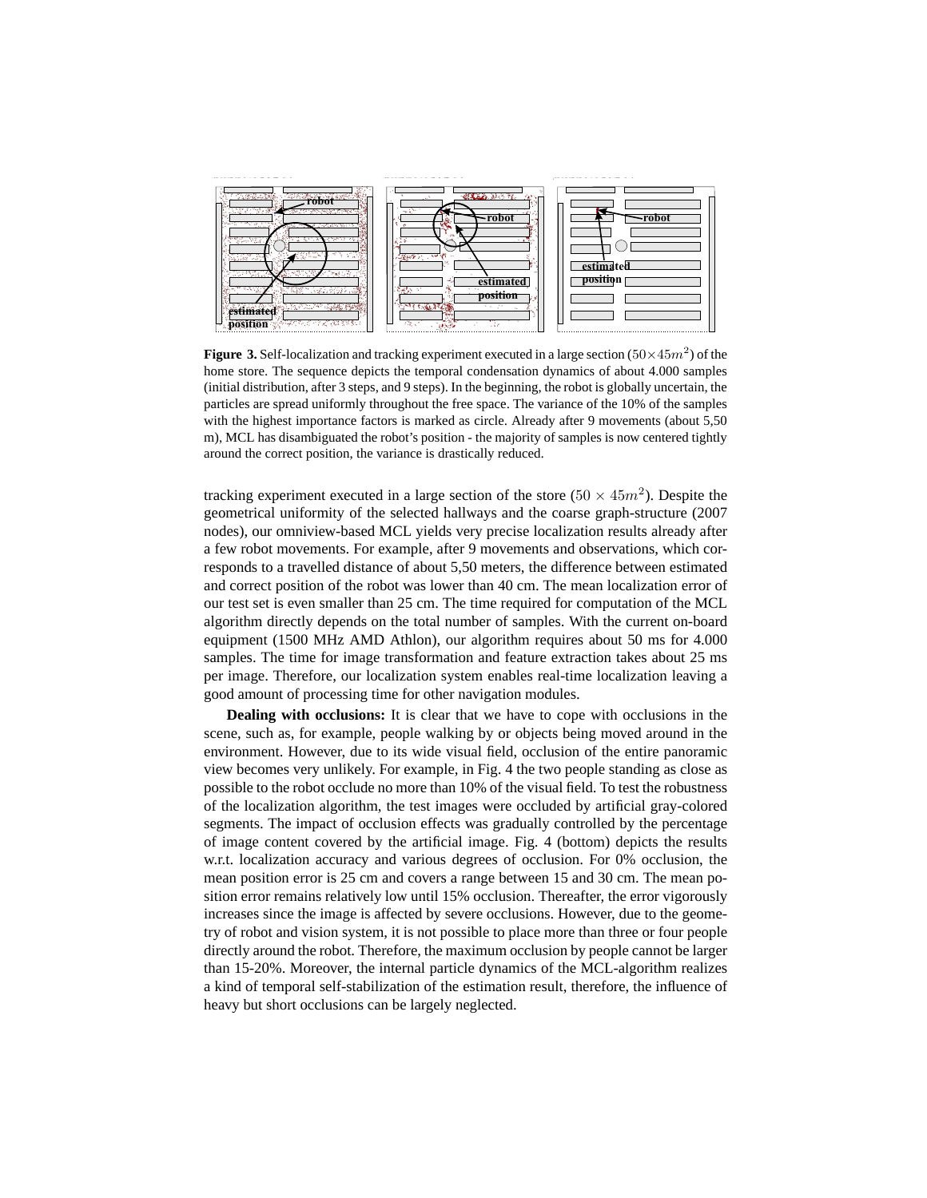**Figure 3.** Self-localization and tracking experiment executed in a large section ($50 \times 45m^2$) of the home store. The sequence depicts the temporal condensation dynamics of about 4.000 samples (initial distribution, after 3 steps, and 9 steps). In the beginning, the robot is globally uncertain, the particles are spread uniformly throughout the free space. The variance of the 10% of the samples with the highest importance factors is marked as circle. Already after 9 movements (about 5,50 m), MCL has disambiguated the robot's position - the majority of samples is now centered tightly around the correct position, the variance is drastically reduced.

tracking experiment executed in a large section of the store ($50 \times 45m^2$). Despite the geometrical uniformity of the selected hallways and the coarse graph-structure (2007 nodes), our omniview-based MCL yields very precise localization results already after a few robot movements. For example, after 9 movements and observations, which corresponds to a travelled distance of about 5,50 meters, the difference between estimated and correct position of the robot was lower than 40 cm. The mean localization error of our test set is even smaller than 25 cm. The time required for computation of the MCL algorithm directly depends on the total number of samples. With the current on-board equipment (1500 MHz AMD Athlon), our algorithm requires about 50 ms for 4.000 samples. The time for image transformation and feature extraction takes about 25 ms per image. Therefore, our localization system enables real-time localization leaving a good amount of processing time for other navigation modules.

**Dealing with occlusions:** It is clear that we have to cope with occlusions in the scene, such as, for example, people walking by or objects being moved around in the environment. However, due to its wide visual field, occlusion of the entire panoramic view becomes very unlikely. For example, in Fig. 4 the two people standing as close as possible to the robot occlude no more than 10% of the visual field. To test the robustness of the localization algorithm, the test images were occluded by artificial gray-colored segments. The impact of occlusion effects was gradually controlled by the percentage of image content covered by the artificial image. Fig. 4 (bottom) depicts the results w.r.t. localization accuracy and various degrees of occlusion. For 0% occlusion, the mean position error is 25 cm and covers a range between 15 and 30 cm. The mean position error remains relatively low until 15% occlusion. Thereafter, the error vigorously increases since the image is affected by severe occlusions. However, due to the geometry of robot and vision system, it is not possible to place more than three or four people directly around the robot. Therefore, the maximum occlusion by people cannot be larger than 15-20%. Moreover, the internal particle dynamics of the MCL-algorithm realizes a kind of temporal self-stabilization of the estimation result, therefore, the influence of heavy but short occlusions can be largely neglected.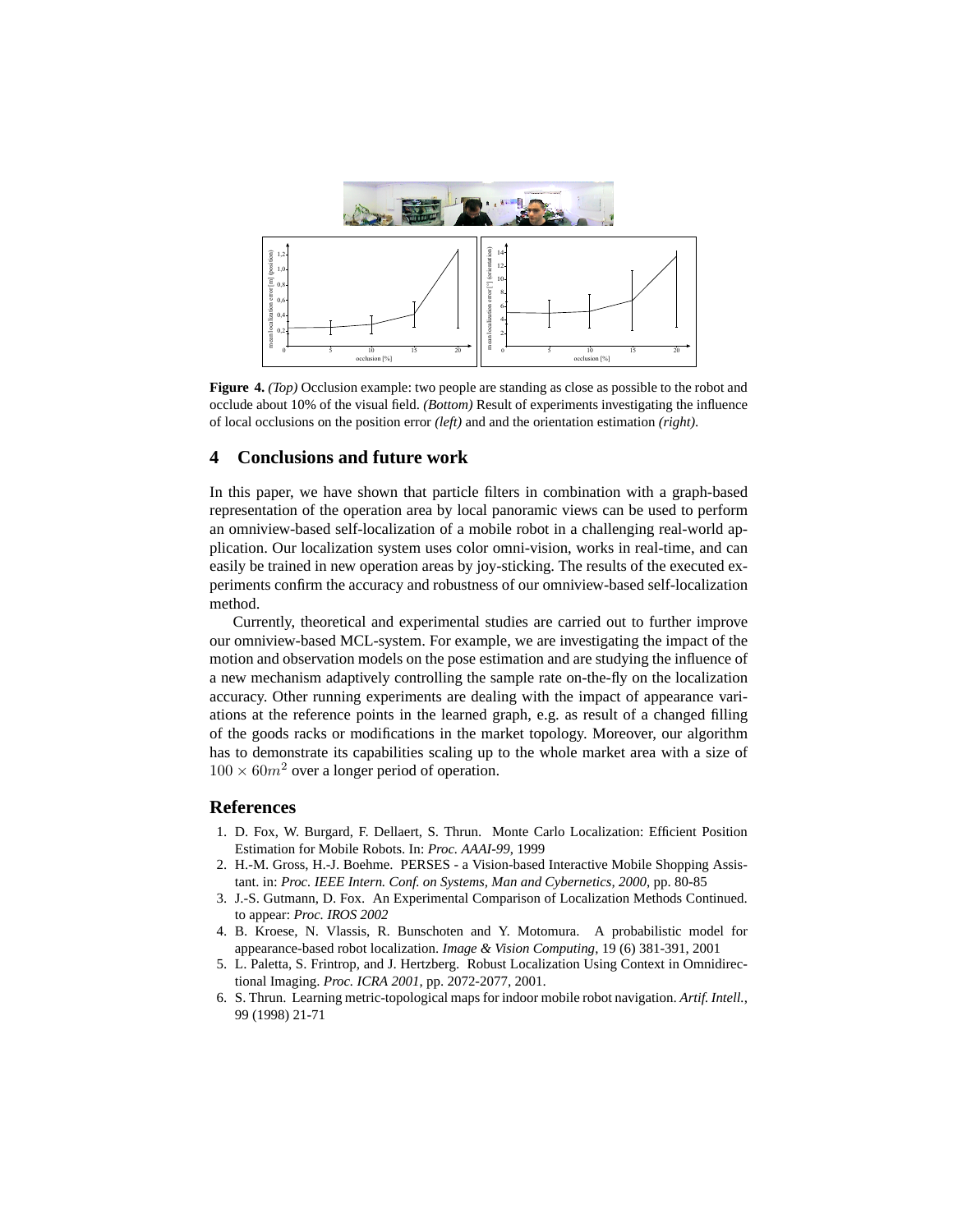1,2
1,0
0,8
0,6
0,4
0,2
0
mean localization error [m] (position)
0 5 10 15 20
occlusion [%]

14
12
10
8
6
4
2
0
mean localization error [°] (orientation)
0 5 10 15 20
occlusion [%]

**Figure 4.** *(Top)* Occlusion example: two people are standing as close as possible to the robot and occlude about 10% of the visual field. *(Bottom)* Result of experiments investigating the influence of local occlusions on the position error *(left)* and and the orientation estimation *(right)*.

## 4 Conclusions and future work

In this paper, we have shown that particle filters in combination with a graph-based representation of the operation area by local panoramic views can be used to perform an omniview-based self-localization of a mobile robot in a challenging real-world application. Our localization system uses color omni-vision, works in real-time, and can easily be trained in new operation areas by joy-sticking. The results of the executed experiments confirm the accuracy and robustness of our omniview-based self-localization method.

Currently, theoretical and experimental studies are carried out to further improve our omniview-based MCL-system. For example, we are investigating the impact of the motion and observation models on the pose estimation and are studying the influence of a new mechanism adaptively controlling the sample rate on-the-fly on the localization accuracy. Other running experiments are dealing with the impact of appearance variations at the reference points in the learned graph, e.g. as result of a changed filling of the goods racks or modifications in the market topology. Moreover, our algorithm has to demonstrate its capabilities scaling up to the whole market area with a size of $100 \times 60m^2$ over a longer period of operation.

## References

1. D. Fox, W. Burgard, F. Dellaert, S. Thrun. Monte Carlo Localization: Efficient Position Estimation for Mobile Robots. In: *Proc. AAAI-99*, 1999
2. H.-M. Gross, H.-J. Boehme. PERSES - a Vision-based Interactive Mobile Shopping Assistant. in: *Proc. IEEE Intern. Conf. on Systems, Man and Cybernetics, 2000*, pp. 80-85
3. J.-S. Gutmann, D. Fox. An Experimental Comparison of Localization Methods Continued. to appear: *Proc. IROS 2002*
4. B. Kroese, N. Vlassis, R. Bunschoten and Y. Motomura. A probabilistic model for appearance-based robot localization. *Image & Vision Computing*, 19 (6) 381-391, 2001
5. L. Paletta, S. Frintrop, and J. Hertzberg. Robust Localization Using Context in Omnidirectional Imaging. *Proc. ICRA 2001*, pp. 2072-2077, 2001.
6. S. Thrun. Learning metric-topological maps for indoor mobile robot navigation. *Artif. Intell.*, 99 (1998) 21-71